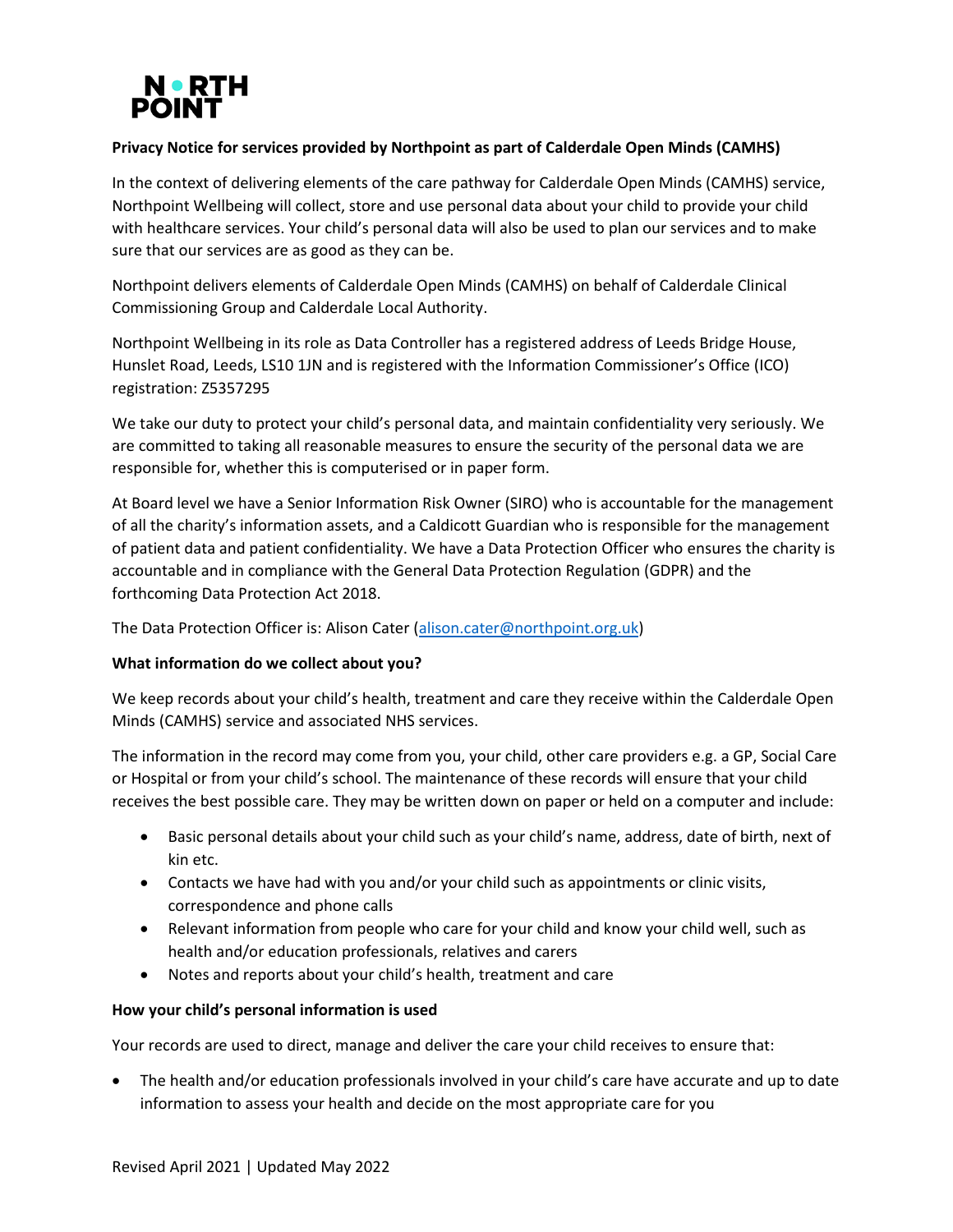NORTH POINT

**Privacy Notice for services provided by Northpoint as part of Calderdale Open Minds (CAMHS)**

In the context of delivering elements of the care pathway for Calderdale Open Minds (CAMHS) service, Northpoint Wellbeing will collect, store and use personal data about your child to provide your child with healthcare services. Your child's personal data will also be used to plan our services and to make sure that our services are as good as they can be.

Northpoint delivers elements of Calderdale Open Minds (CAMHS) on behalf of Calderdale Clinical Commissioning Group and Calderdale Local Authority.

Northpoint Wellbeing in its role as Data Controller has a registered address of Leeds Bridge House, Hunslet Road, Leeds, LS10 1JN and is registered with the Information Commissioner's Office (ICO) registration: Z5357295

We take our duty to protect your child's personal data, and maintain confidentiality very seriously. We are committed to taking all reasonable measures to ensure the security of the personal data we are responsible for, whether this is computerised or in paper form.

At Board level we have a Senior Information Risk Owner (SIRO) who is accountable for the management of all the charity's information assets, and a Caldicott Guardian who is responsible for the management of patient data and patient confidentiality. We have a Data Protection Officer who ensures the charity is accountable and in compliance with the General Data Protection Regulation (GDPR) and the forthcoming Data Protection Act 2018.

The Data Protection Officer is: Alison Cater (alison.cater@northpoint.org.uk)

**What information do we collect about you?**

We keep records about your child's health, treatment and care they receive within the Calderdale Open Minds (CAMHS) service and associated NHS services.

The information in the record may come from you, your child, other care providers e.g. a GP, Social Care or Hospital or from your child's school. The maintenance of these records will ensure that your child receives the best possible care. They may be written down on paper or held on a computer and include:

- Basic personal details about your child such as your child's name, address, date of birth, next of kin etc.
- Contacts we have had with you and/or your child such as appointments or clinic visits, correspondence and phone calls
- Relevant information from people who care for your child and know your child well, such as health and/or education professionals, relatives and carers
- Notes and reports about your child's health, treatment and care

**How your child's personal information is used**

Your records are used to direct, manage and deliver the care your child receives to ensure that:

- The health and/or education professionals involved in your child's care have accurate and up to date information to assess your health and decide on the most appropriate care for you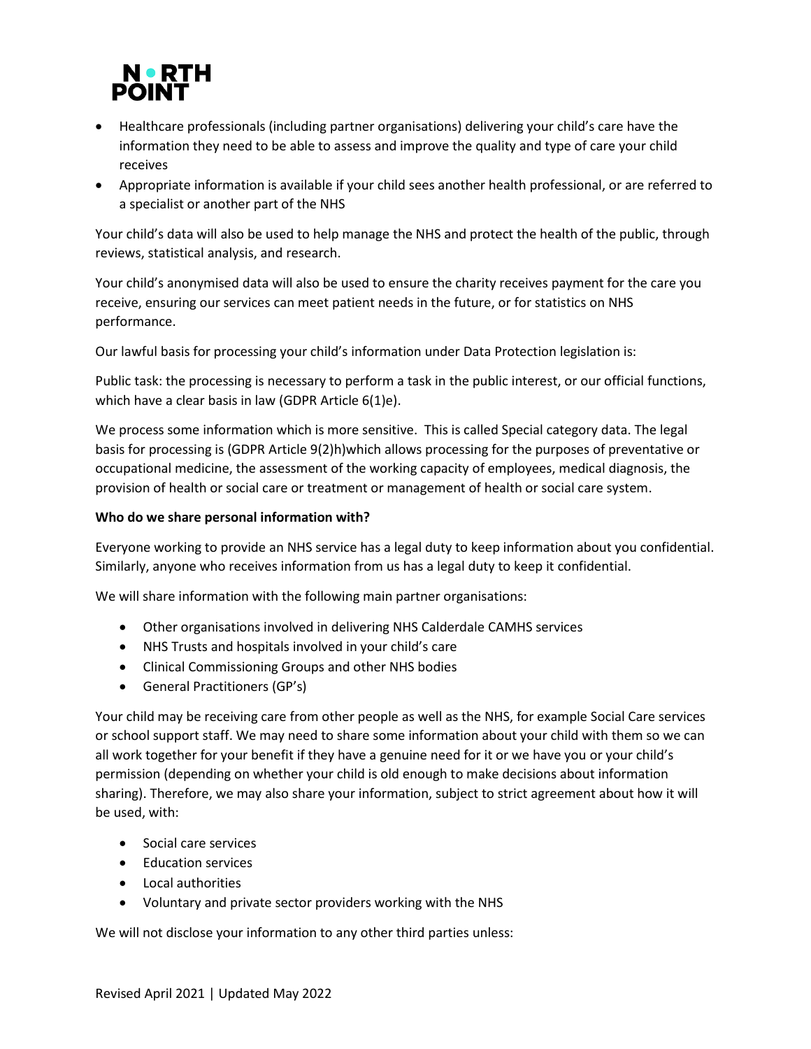- Healthcare professionals (including partner organisations) delivering your child's care have the information they need to be able to assess and improve the quality and type of care your child receives
- Appropriate information is available if your child sees another health professional, or are referred to a specialist or another part of the NHS

Your child's data will also be used to help manage the NHS and protect the health of the public, through reviews, statistical analysis, and research.

Your child's anonymised data will also be used to ensure the charity receives payment for the care you receive, ensuring our services can meet patient needs in the future, or for statistics on NHS performance.

Our lawful basis for processing your child's information under Data Protection legislation is:

Public task: the processing is necessary to perform a task in the public interest, or our official functions, which have a clear basis in law (GDPR Article 6(1)e).

We process some information which is more sensitive. This is called Special category data. The legal basis for processing is (GDPR Article 9(2)h)which allows processing for the purposes of preventative or occupational medicine, the assessment of the working capacity of employees, medical diagnosis, the provision of health or social care or treatment or management of health or social care system.

**Who do we share personal information with?**

Everyone working to provide an NHS service has a legal duty to keep information about you confidential. Similarly, anyone who receives information from us has a legal duty to keep it confidential.

We will share information with the following main partner organisations:

- Other organisations involved in delivering NHS Calderdale CAMHS services
- NHS Trusts and hospitals involved in your child's care
- Clinical Commissioning Groups and other NHS bodies
- General Practitioners (GP's)

Your child may be receiving care from other people as well as the NHS, for example Social Care services or school support staff. We may need to share some information about your child with them so we can all work together for your benefit if they have a genuine need for it or we have you or your child's permission (depending on whether your child is old enough to make decisions about information sharing). Therefore, we may also share your information, subject to strict agreement about how it will be used, with:

- Social care services
- Education services
- Local authorities
- Voluntary and private sector providers working with the NHS

We will not disclose your information to any other third parties unless: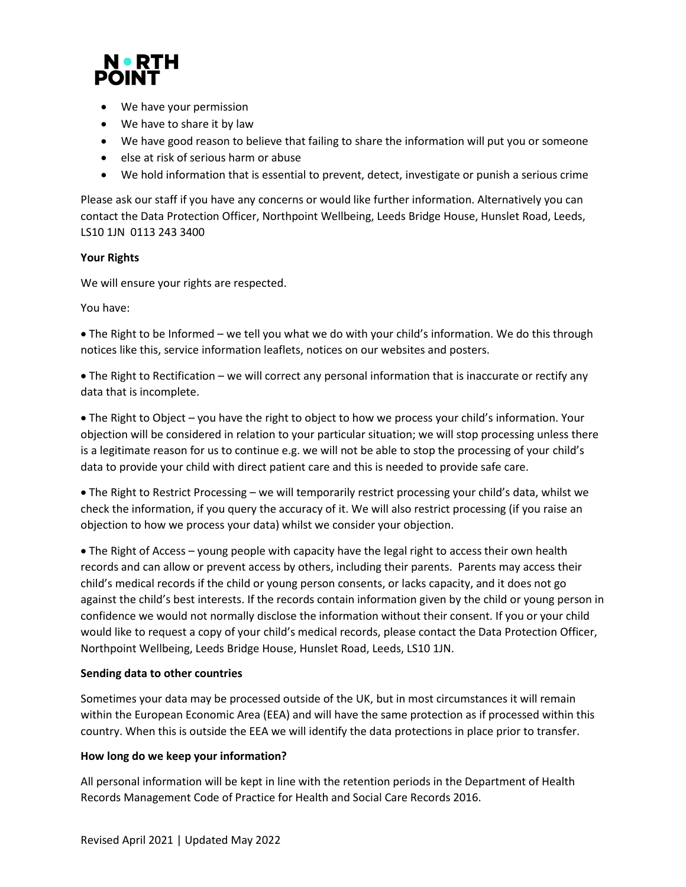- We have your permission
- We have to share it by law
- We have good reason to believe that failing to share the information will put you or someone
- else at risk of serious harm or abuse
- We hold information that is essential to prevent, detect, investigate or punish a serious crime

Please ask our staff if you have any concerns or would like further information. Alternatively you can contact the Data Protection Officer, Northpoint Wellbeing, Leeds Bridge House, Hunslet Road, Leeds, LS10 1JN 0113 243 3400

**Your Rights**

We will ensure your rights are respected.

You have:

- The Right to be Informed – we tell you what we do with your child's information. We do this through notices like this, service information leaflets, notices on our websites and posters.

- The Right to Rectification – we will correct any personal information that is inaccurate or rectify any data that is incomplete.

- The Right to Object – you have the right to object to how we process your child's information. Your objection will be considered in relation to your particular situation; we will stop processing unless there is a legitimate reason for us to continue e.g. we will not be able to stop the processing of your child's data to provide your child with direct patient care and this is needed to provide safe care.

- The Right to Restrict Processing – we will temporarily restrict processing your child's data, whilst we check the information, if you query the accuracy of it. We will also restrict processing (if you raise an objection to how we process your data) whilst we consider your objection.

- The Right of Access – young people with capacity have the legal right to access their own health records and can allow or prevent access by others, including their parents. Parents may access their child's medical records if the child or young person consents, or lacks capacity, and it does not go against the child's best interests. If the records contain information given by the child or young person in confidence we would not normally disclose the information without their consent. If you or your child would like to request a copy of your child's medical records, please contact the Data Protection Officer, Northpoint Wellbeing, Leeds Bridge House, Hunslet Road, Leeds, LS10 1JN.

**Sending data to other countries**

Sometimes your data may be processed outside of the UK, but in most circumstances it will remain within the European Economic Area (EEA) and will have the same protection as if processed within this country. When this is outside the EEA we will identify the data protections in place prior to transfer.

**How long do we keep your information?**

All personal information will be kept in line with the retention periods in the Department of Health Records Management Code of Practice for Health and Social Care Records 2016.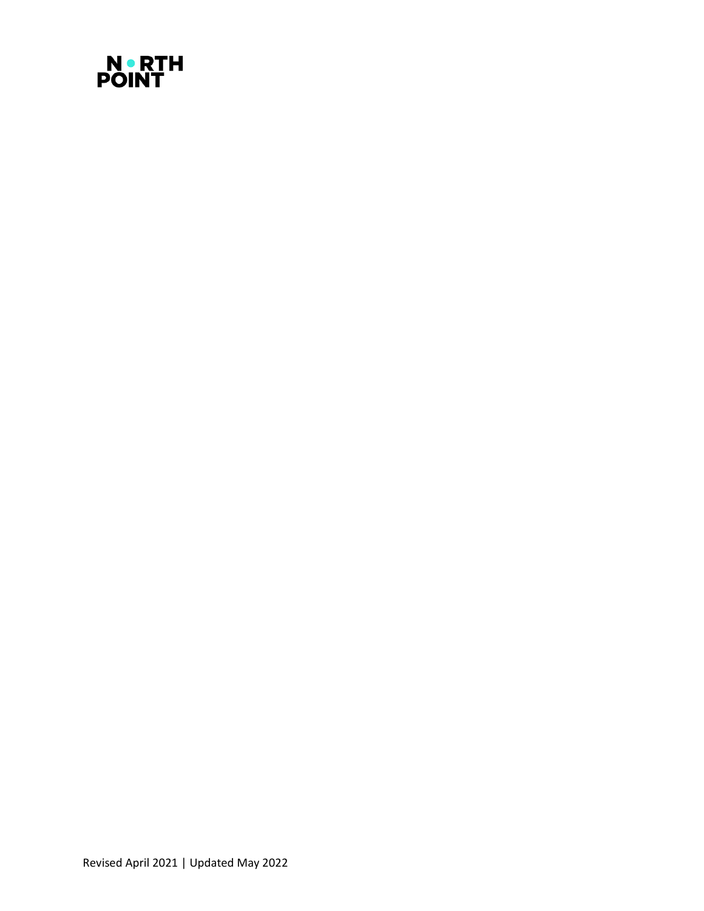NORTH POINT

Revised April 2021 | Updated May 2022